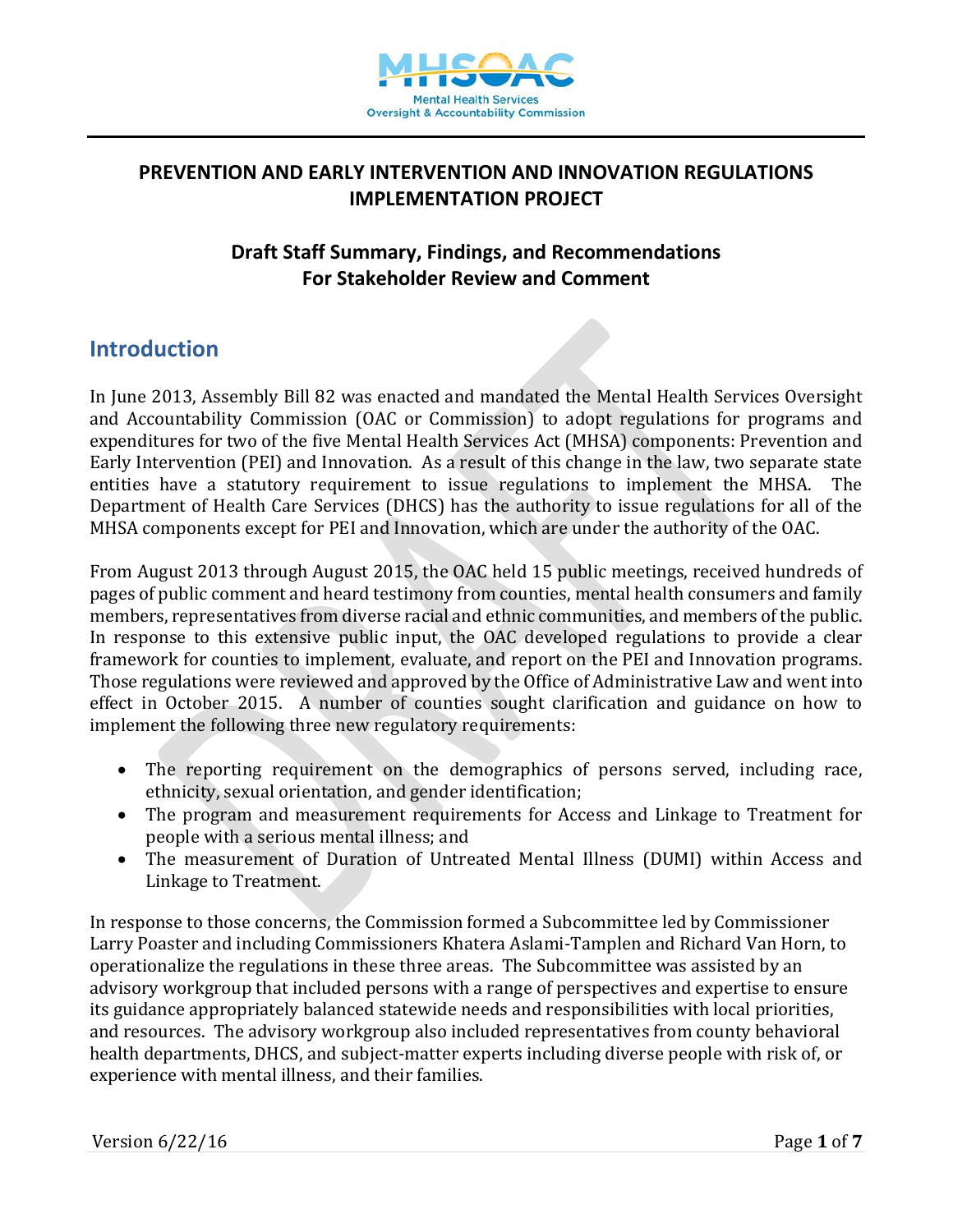**PREVENTION AND EARLY INTERVENTION AND INNOVATION REGULATIONS IMPLEMENTATION PROJECT**

**Draft Staff Summary, Findings, and Recommendations For Stakeholder Review and Comment**

## Introduction

In June 2013, Assembly Bill 82 was enacted and mandated the Mental Health Services Oversight and Accountability Commission (OAC or Commission) to adopt regulations for programs and expenditures for two of the five Mental Health Services Act (MHSA) components: Prevention and Early Intervention (PEI) and Innovation. As a result of this change in the law, two separate state entities have a statutory requirement to issue regulations to implement the MHSA. The Department of Health Care Services (DHCS) has the authority to issue regulations for all of the MHSA components except for PEI and Innovation, which are under the authority of the OAC.

From August 2013 through August 2015, the OAC held 15 public meetings, received hundreds of pages of public comment and heard testimony from counties, mental health consumers and family members, representatives from diverse racial and ethnic communities, and members of the public. In response to this extensive public input, the OAC developed regulations to provide a clear framework for counties to implement, evaluate, and report on the PEI and Innovation programs. Those regulations were reviewed and approved by the Office of Administrative Law and went into effect in October 2015. A number of counties sought clarification and guidance on how to implement the following three new regulatory requirements:

- The reporting requirement on the demographics of persons served, including race, ethnicity, sexual orientation, and gender identification;
- The program and measurement requirements for Access and Linkage to Treatment for people with a serious mental illness; and
- The measurement of Duration of Untreated Mental Illness (DUMI) within Access and Linkage to Treatment.

In response to those concerns, the Commission formed a Subcommittee led by Commissioner Larry Poaster and including Commissioners Khatera Aslami-Tamplen and Richard Van Horn, to operationalize the regulations in these three areas. The Subcommittee was assisted by an advisory workgroup that included persons with a range of perspectives and expertise to ensure its guidance appropriately balanced statewide needs and responsibilities with local priorities, and resources. The advisory workgroup also included representatives from county behavioral health departments, DHCS, and subject-matter experts including diverse people with risk of, or experience with mental illness, and their families.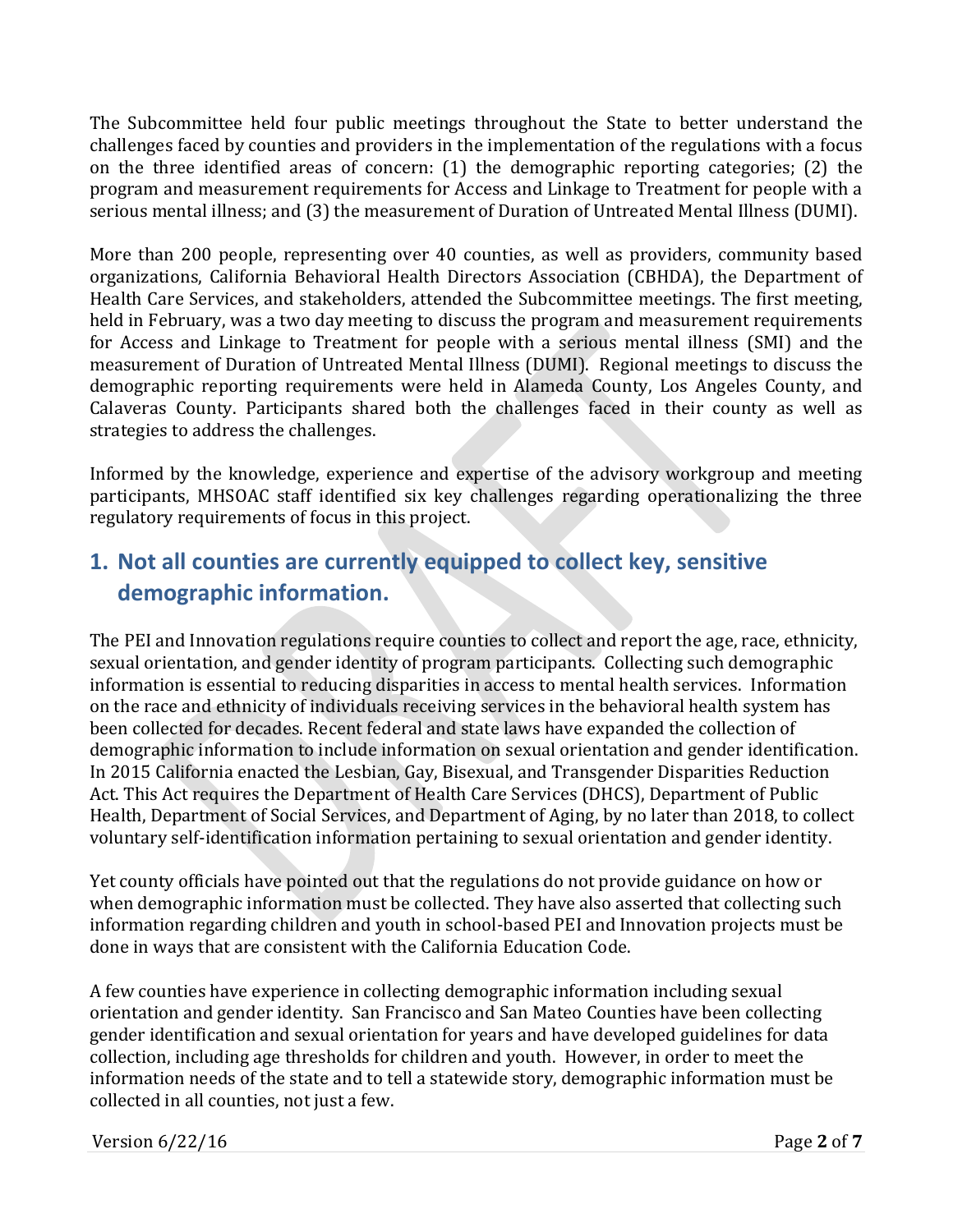The Subcommittee held four public meetings throughout the State to better understand the challenges faced by counties and providers in the implementation of the regulations with a focus on the three identified areas of concern: (1) the demographic reporting categories; (2) the program and measurement requirements for Access and Linkage to Treatment for people with a serious mental illness; and (3) the measurement of Duration of Untreated Mental Illness (DUMI).

More than 200 people, representing over 40 counties, as well as providers, community based organizations, California Behavioral Health Directors Association (CBHDA), the Department of Health Care Services, and stakeholders, attended the Subcommittee meetings. The first meeting, held in February, was a two day meeting to discuss the program and measurement requirements for Access and Linkage to Treatment for people with a serious mental illness (SMI) and the measurement of Duration of Untreated Mental Illness (DUMI). Regional meetings to discuss the demographic reporting requirements were held in Alameda County, Los Angeles County, and Calaveras County. Participants shared both the challenges faced in their county as well as strategies to address the challenges.

Informed by the knowledge, experience and expertise of the advisory workgroup and meeting participants, MHSOAC staff identified six key challenges regarding operationalizing the three regulatory requirements of focus in this project.

## 1. Not all counties are currently equipped to collect key, sensitive demographic information.

The PEI and Innovation regulations require counties to collect and report the age, race, ethnicity, sexual orientation, and gender identity of program participants. Collecting such demographic information is essential to reducing disparities in access to mental health services. Information on the race and ethnicity of individuals receiving services in the behavioral health system has been collected for decades. Recent federal and state laws have expanded the collection of demographic information to include information on sexual orientation and gender identification. In 2015 California enacted the Lesbian, Gay, Bisexual, and Transgender Disparities Reduction Act. This Act requires the Department of Health Care Services (DHCS), Department of Public Health, Department of Social Services, and Department of Aging, by no later than 2018, to collect voluntary self-identification information pertaining to sexual orientation and gender identity.

Yet county officials have pointed out that the regulations do not provide guidance on how or when demographic information must be collected. They have also asserted that collecting such information regarding children and youth in school-based PEI and Innovation projects must be done in ways that are consistent with the California Education Code.

A few counties have experience in collecting demographic information including sexual orientation and gender identity. San Francisco and San Mateo Counties have been collecting gender identification and sexual orientation for years and have developed guidelines for data collection, including age thresholds for children and youth. However, in order to meet the information needs of the state and to tell a statewide story, demographic information must be collected in all counties, not just a few.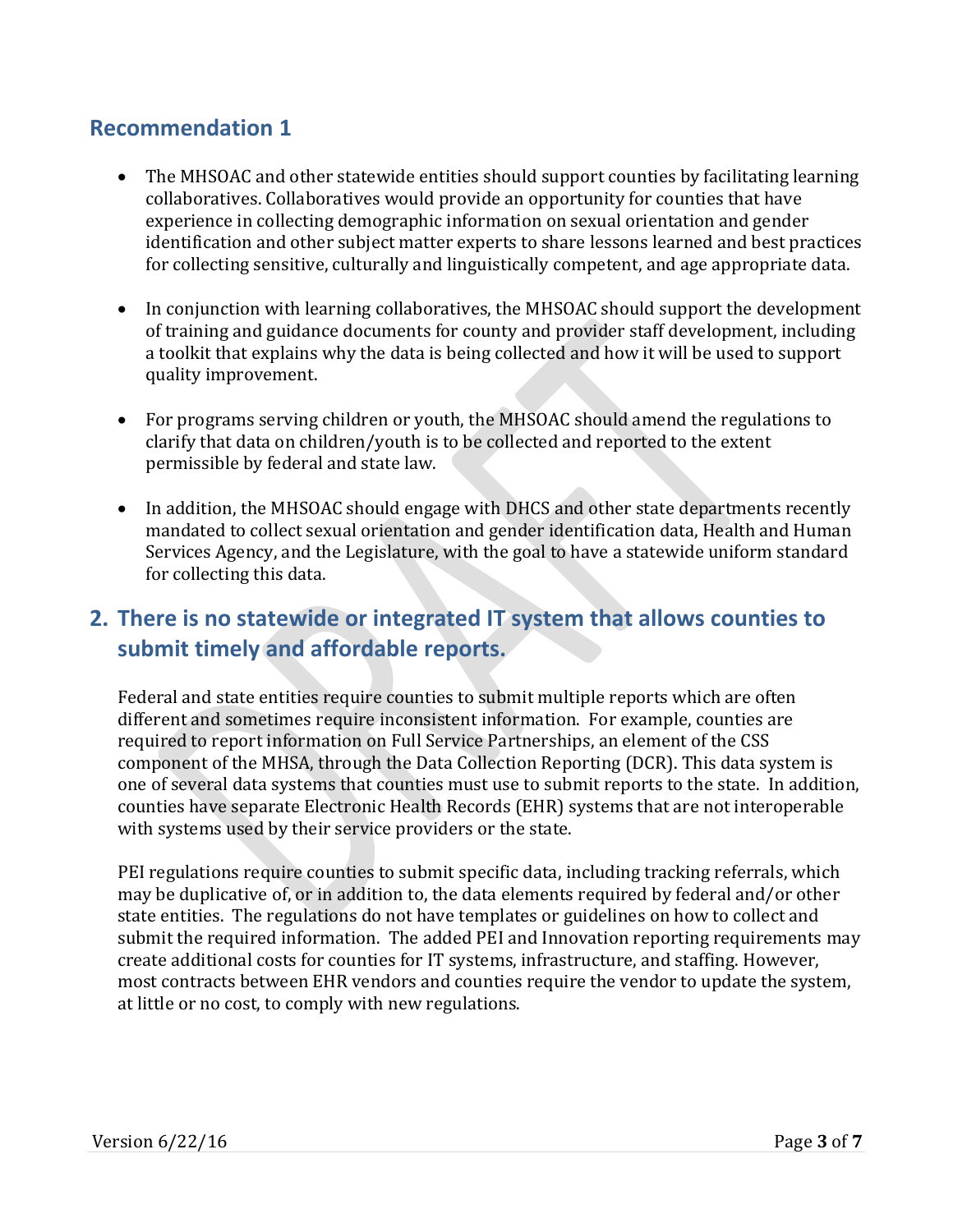## Recommendation 1

- The MHSOAC and other statewide entities should support counties by facilitating learning collaboratives. Collaboratives would provide an opportunity for counties that have experience in collecting demographic information on sexual orientation and gender identification and other subject matter experts to share lessons learned and best practices for collecting sensitive, culturally and linguistically competent, and age appropriate data.

- In conjunction with learning collaboratives, the MHSOAC should support the development of training and guidance documents for county and provider staff development, including a toolkit that explains why the data is being collected and how it will be used to support quality improvement.

- For programs serving children or youth, the MHSOAC should amend the regulations to clarify that data on children/youth is to be collected and reported to the extent permissible by federal and state law.

- In addition, the MHSOAC should engage with DHCS and other state departments recently mandated to collect sexual orientation and gender identification data, Health and Human Services Agency, and the Legislature, with the goal to have a statewide uniform standard for collecting this data.

## 2. There is no statewide or integrated IT system that allows counties to submit timely and affordable reports.

Federal and state entities require counties to submit multiple reports which are often different and sometimes require inconsistent information. For example, counties are required to report information on Full Service Partnerships, an element of the CSS component of the MHSA, through the Data Collection Reporting (DCR). This data system is one of several data systems that counties must use to submit reports to the state. In addition, counties have separate Electronic Health Records (EHR) systems that are not interoperable with systems used by their service providers or the state.

PEI regulations require counties to submit specific data, including tracking referrals, which may be duplicative of, or in addition to, the data elements required by federal and/or other state entities. The regulations do not have templates or guidelines on how to collect and submit the required information. The added PEI and Innovation reporting requirements may create additional costs for counties for IT systems, infrastructure, and staffing. However, most contracts between EHR vendors and counties require the vendor to update the system, at little or no cost, to comply with new regulations.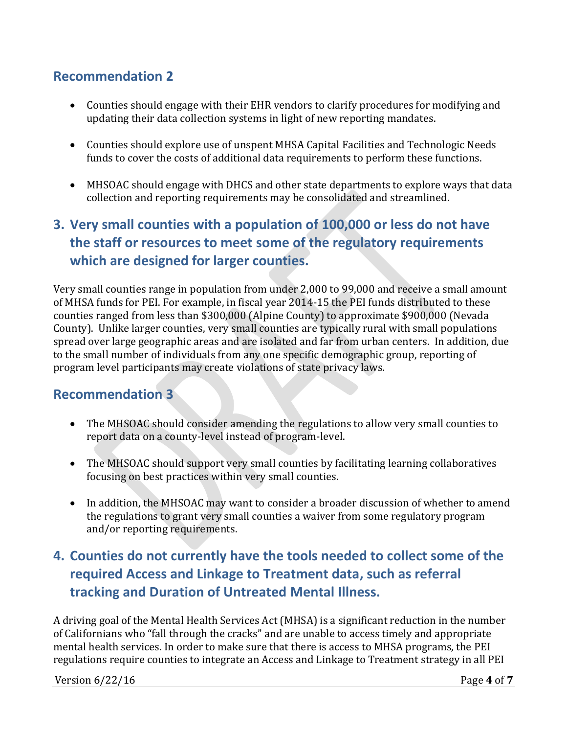## Recommendation 2

- Counties should engage with their EHR vendors to clarify procedures for modifying and updating their data collection systems in light of new reporting mandates.
- Counties should explore use of unspent MHSA Capital Facilities and Technologic Needs funds to cover the costs of additional data requirements to perform these functions.
- MHSOAC should engage with DHCS and other state departments to explore ways that data collection and reporting requirements may be consolidated and streamlined.

## 3. Very small counties with a population of 100,000 or less do not have the staff or resources to meet some of the regulatory requirements which are designed for larger counties.

Very small counties range in population from under 2,000 to 99,000 and receive a small amount of MHSA funds for PEI. For example, in fiscal year 2014-15 the PEI funds distributed to these counties ranged from less than $300,000 (Alpine County) to approximate $900,000 (Nevada County). Unlike larger counties, very small counties are typically rural with small populations spread over large geographic areas and are isolated and far from urban centers. In addition, due to the small number of individuals from any one specific demographic group, reporting of program level participants may create violations of state privacy laws.

## Recommendation 3

- The MHSOAC should consider amending the regulations to allow very small counties to report data on a county-level instead of program-level.
- The MHSOAC should support very small counties by facilitating learning collaboratives focusing on best practices within very small counties.
- In addition, the MHSOAC may want to consider a broader discussion of whether to amend the regulations to grant very small counties a waiver from some regulatory program and/or reporting requirements.

## 4. Counties do not currently have the tools needed to collect some of the required Access and Linkage to Treatment data, such as referral tracking and Duration of Untreated Mental Illness.

A driving goal of the Mental Health Services Act (MHSA) is a significant reduction in the number of Californians who "fall through the cracks" and are unable to access timely and appropriate mental health services. In order to make sure that there is access to MHSA programs, the PEI regulations require counties to integrate an Access and Linkage to Treatment strategy in all PEI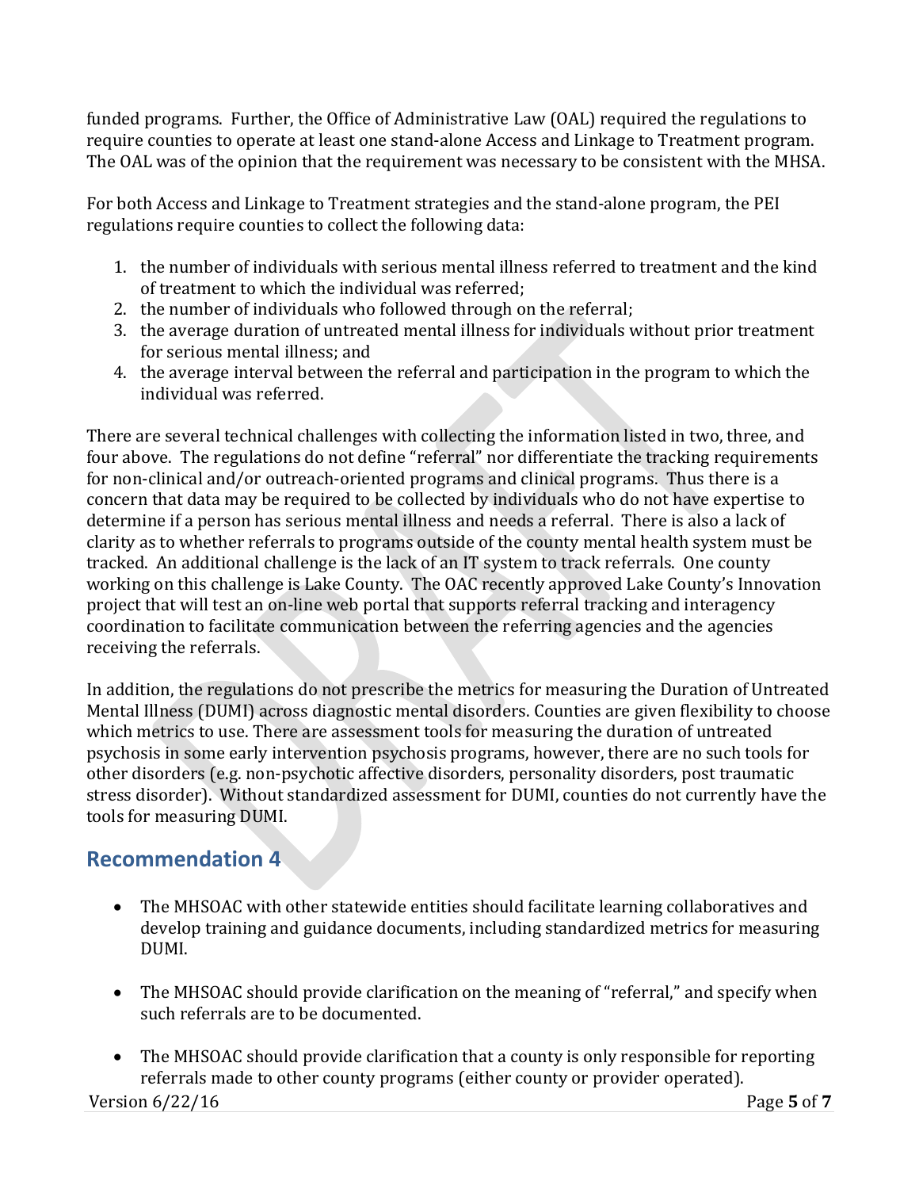funded programs. Further, the Office of Administrative Law (OAL) required the regulations to require counties to operate at least one stand-alone Access and Linkage to Treatment program. The OAL was of the opinion that the requirement was necessary to be consistent with the MHSA.

For both Access and Linkage to Treatment strategies and the stand-alone program, the PEI regulations require counties to collect the following data:

1. the number of individuals with serious mental illness referred to treatment and the kind of treatment to which the individual was referred;
2. the number of individuals who followed through on the referral;
3. the average duration of untreated mental illness for individuals without prior treatment for serious mental illness; and
4. the average interval between the referral and participation in the program to which the individual was referred.

There are several technical challenges with collecting the information listed in two, three, and four above. The regulations do not define "referral" nor differentiate the tracking requirements for non-clinical and/or outreach-oriented programs and clinical programs. Thus there is a concern that data may be required to be collected by individuals who do not have expertise to determine if a person has serious mental illness and needs a referral. There is also a lack of clarity as to whether referrals to programs outside of the county mental health system must be tracked. An additional challenge is the lack of an IT system to track referrals. One county working on this challenge is Lake County. The OAC recently approved Lake County's Innovation project that will test an on-line web portal that supports referral tracking and interagency coordination to facilitate communication between the referring agencies and the agencies receiving the referrals.

In addition, the regulations do not prescribe the metrics for measuring the Duration of Untreated Mental Illness (DUMI) across diagnostic mental disorders. Counties are given flexibility to choose which metrics to use. There are assessment tools for measuring the duration of untreated psychosis in some early intervention psychosis programs, however, there are no such tools for other disorders (e.g. non-psychotic affective disorders, personality disorders, post traumatic stress disorder). Without standardized assessment for DUMI, counties do not currently have the tools for measuring DUMI.

## Recommendation 4

- The MHSOAC with other statewide entities should facilitate learning collaboratives and develop training and guidance documents, including standardized metrics for measuring DUMI.
- The MHSOAC should provide clarification on the meaning of "referral," and specify when such referrals are to be documented.
- The MHSOAC should provide clarification that a county is only responsible for reporting referrals made to other county programs (either county or provider operated).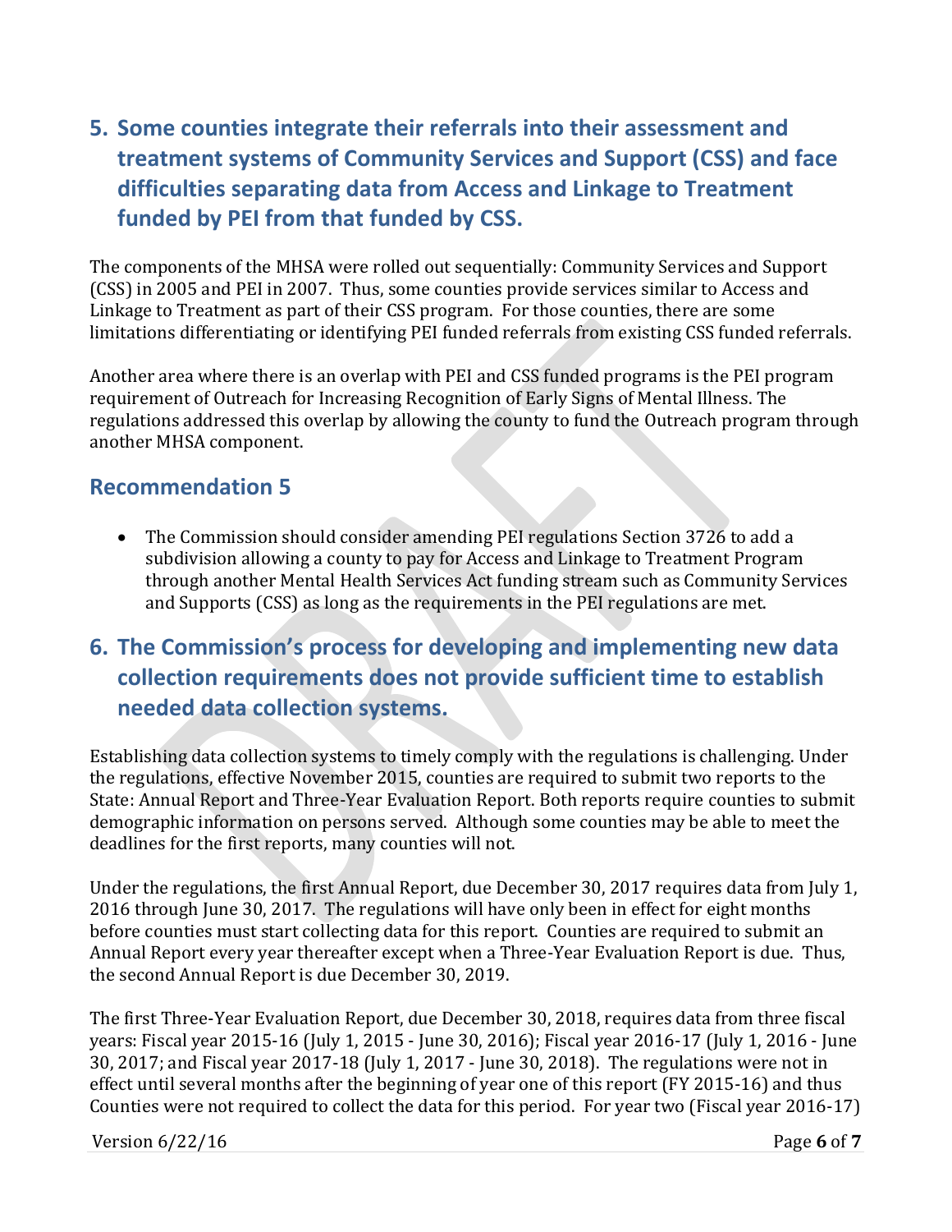## 5. Some counties integrate their referrals into their assessment and treatment systems of Community Services and Support (CSS) and face difficulties separating data from Access and Linkage to Treatment funded by PEI from that funded by CSS.

The components of the MHSA were rolled out sequentially: Community Services and Support (CSS) in 2005 and PEI in 2007. Thus, some counties provide services similar to Access and Linkage to Treatment as part of their CSS program. For those counties, there are some limitations differentiating or identifying PEI funded referrals from existing CSS funded referrals.

Another area where there is an overlap with PEI and CSS funded programs is the PEI program requirement of Outreach for Increasing Recognition of Early Signs of Mental Illness. The regulations addressed this overlap by allowing the county to fund the Outreach program through another MHSA component.

### Recommendation 5

- The Commission should consider amending PEI regulations Section 3726 to add a subdivision allowing a county to pay for Access and Linkage to Treatment Program through another Mental Health Services Act funding stream such as Community Services and Supports (CSS) as long as the requirements in the PEI regulations are met.

## 6. The Commission's process for developing and implementing new data collection requirements does not provide sufficient time to establish needed data collection systems.

Establishing data collection systems to timely comply with the regulations is challenging. Under the regulations, effective November 2015, counties are required to submit two reports to the State: Annual Report and Three-Year Evaluation Report. Both reports require counties to submit demographic information on persons served. Although some counties may be able to meet the deadlines for the first reports, many counties will not.

Under the regulations, the first Annual Report, due December 30, 2017 requires data from July 1, 2016 through June 30, 2017. The regulations will have only been in effect for eight months before counties must start collecting data for this report. Counties are required to submit an Annual Report every year thereafter except when a Three-Year Evaluation Report is due. Thus, the second Annual Report is due December 30, 2019.

The first Three-Year Evaluation Report, due December 30, 2018, requires data from three fiscal years: Fiscal year 2015-16 (July 1, 2015 - June 30, 2016); Fiscal year 2016-17 (July 1, 2016 - June 30, 2017; and Fiscal year 2017-18 (July 1, 2017 - June 30, 2018). The regulations were not in effect until several months after the beginning of year one of this report (FY 2015-16) and thus Counties were not required to collect the data for this period. For year two (Fiscal year 2016-17)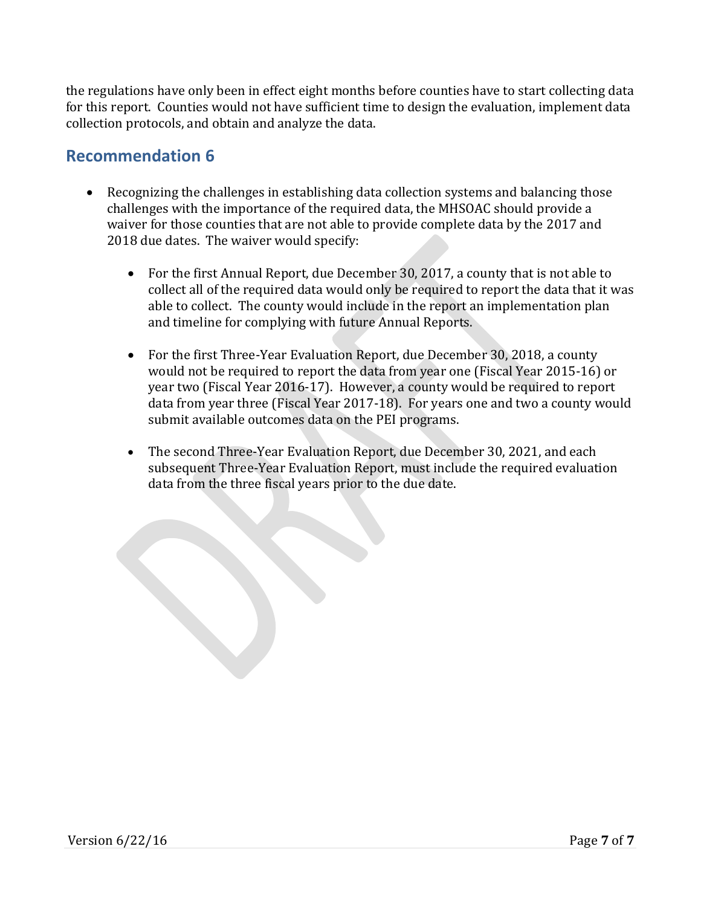the regulations have only been in effect eight months before counties have to start collecting data for this report. Counties would not have sufficient time to design the evaluation, implement data collection protocols, and obtain and analyze the data.

## Recommendation 6

- Recognizing the challenges in establishing data collection systems and balancing those challenges with the importance of the required data, the MHSOAC should provide a waiver for those counties that are not able to provide complete data by the 2017 and 2018 due dates. The waiver would specify:

    - For the first Annual Report, due December 30, 2017, a county that is not able to collect all of the required data would only be required to report the data that it was able to collect. The county would include in the report an implementation plan and timeline for complying with future Annual Reports.

    - For the first Three-Year Evaluation Report, due December 30, 2018, a county would not be required to report the data from year one (Fiscal Year 2015-16) or year two (Fiscal Year 2016-17). However, a county would be required to report data from year three (Fiscal Year 2017-18). For years one and two a county would submit available outcomes data on the PEI programs.

    - The second Three-Year Evaluation Report, due December 30, 2021, and each subsequent Three-Year Evaluation Report, must include the required evaluation data from the three fiscal years prior to the due date.